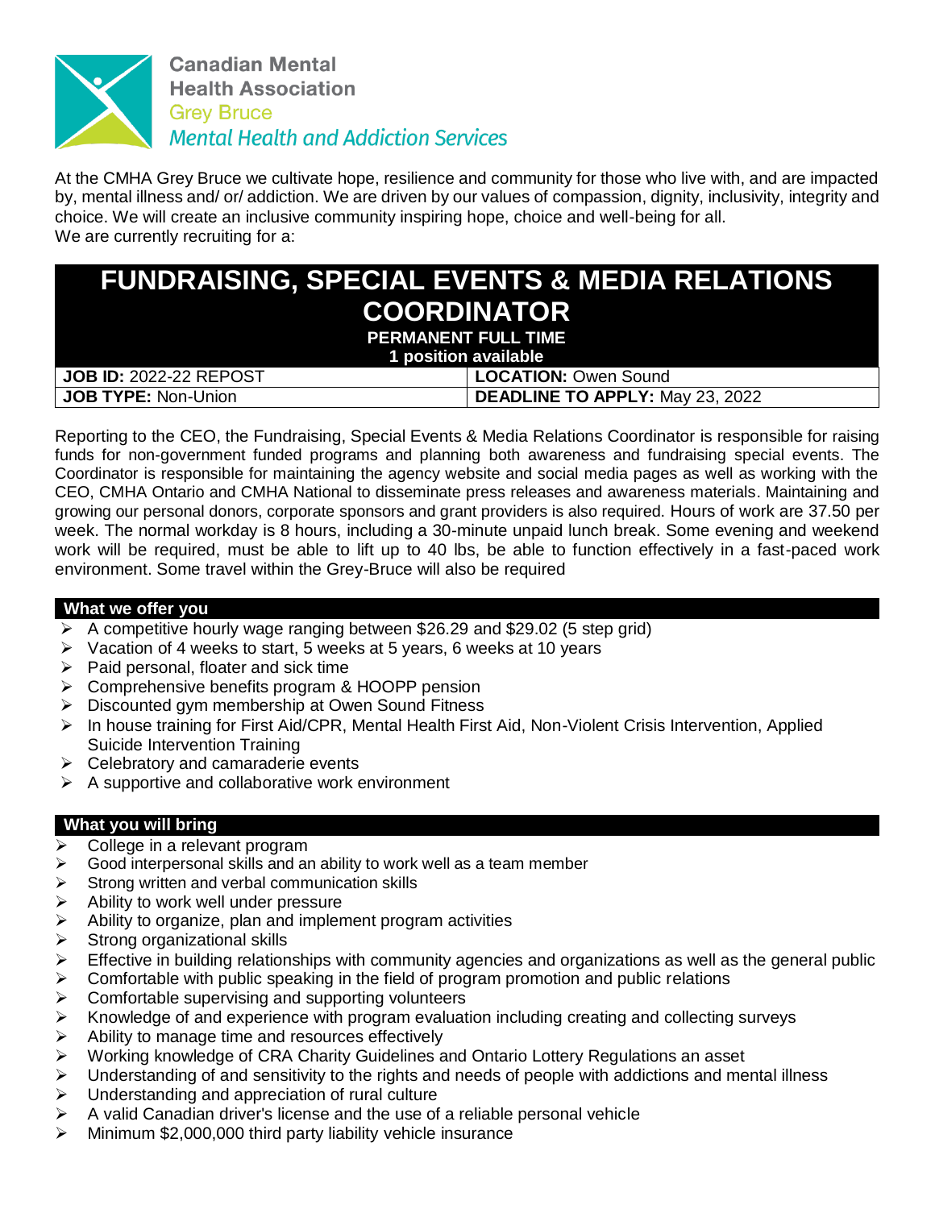**Canadian Mental Health Association**
**Grey Bruce**
*Mental Health and Addiction Services*

At the CMHA Grey Bruce we cultivate hope, resilience and community for those who live with, and are impacted by, mental illness and/ or/ addiction. We are driven by our values of compassion, dignity, inclusivity, integrity and choice. We will create an inclusive community inspiring hope, choice and well-being for all.
We are currently recruiting for a:

# FUNDRAISING, SPECIAL EVENTS & MEDIA RELATIONS COORDINATOR

**PERMANENT FULL TIME**
**1 position available**

| **JOB ID:** 2022-22 REPOST | **LOCATION:** Owen Sound |
|---|---|
| **JOB TYPE:** Non-Union | **DEADLINE TO APPLY:** May 23, 2022 |

Reporting to the CEO, the Fundraising, Special Events & Media Relations Coordinator is responsible for raising funds for non-government funded programs and planning both awareness and fundraising special events. The Coordinator is responsible for maintaining the agency website and social media pages as well as working with the CEO, CMHA Ontario and CMHA National to disseminate press releases and awareness materials. Maintaining and growing our personal donors, corporate sponsors and grant providers is also required. Hours of work are 37.50 per week. The normal workday is 8 hours, including a 30-minute unpaid lunch break. Some evening and weekend work will be required, must be able to lift up to 40 lbs, be able to function effectively in a fast-paced work environment. Some travel within the Grey-Bruce will also be required

## What we offer you

- A competitive hourly wage ranging between $26.29 and $29.02 (5 step grid)
- Vacation of 4 weeks to start, 5 weeks at 5 years, 6 weeks at 10 years
- Paid personal, floater and sick time
- Comprehensive benefits program & HOOPP pension
- Discounted gym membership at Owen Sound Fitness
- In house training for First Aid/CPR, Mental Health First Aid, Non-Violent Crisis Intervention, Applied Suicide Intervention Training
- Celebratory and camaraderie events
- A supportive and collaborative work environment

## What you will bring

- College in a relevant program
- Good interpersonal skills and an ability to work well as a team member
- Strong written and verbal communication skills
- Ability to work well under pressure
- Ability to organize, plan and implement program activities
- Strong organizational skills
- Effective in building relationships with community agencies and organizations as well as the general public
- Comfortable with public speaking in the field of program promotion and public relations
- Comfortable supervising and supporting volunteers
- Knowledge of and experience with program evaluation including creating and collecting surveys
- Ability to manage time and resources effectively
- Working knowledge of CRA Charity Guidelines and Ontario Lottery Regulations an asset
- Understanding of and sensitivity to the rights and needs of people with addictions and mental illness
- Understanding and appreciation of rural culture
- A valid Canadian driver's license and the use of a reliable personal vehicle
- Minimum $2,000,000 third party liability vehicle insurance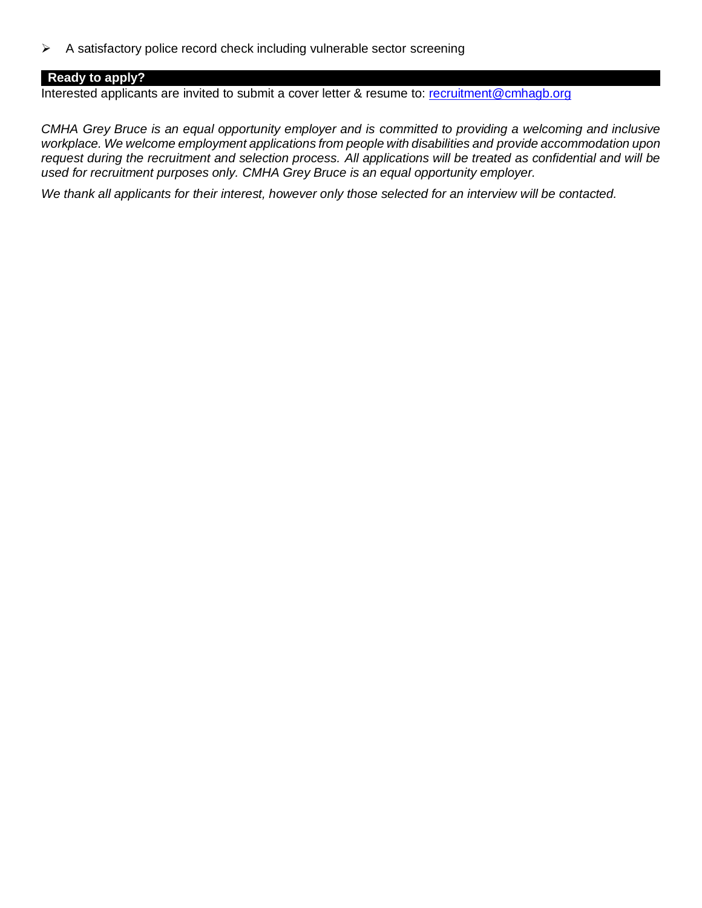- A satisfactory police record check including vulnerable sector screening

## Ready to apply?

Interested applicants are invited to submit a cover letter & resume to: recruitment@cmhagb.org

*CMHA Grey Bruce is an equal opportunity employer and is committed to providing a welcoming and inclusive workplace. We welcome employment applications from people with disabilities and provide accommodation upon request during the recruitment and selection process. All applications will be treated as confidential and will be used for recruitment purposes only. CMHA Grey Bruce is an equal opportunity employer.*

*We thank all applicants for their interest, however only those selected for an interview will be contacted.*